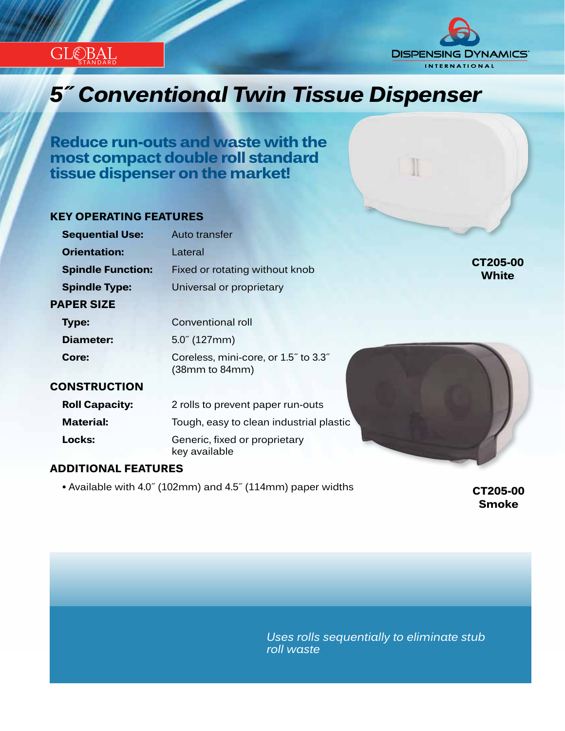GLOBAL STANDARD

DISPENSING DYNAMICS INTERNATIONAL

# 5˝ Conventional Twin Tissue Dispenser

## Reduce run-outs and waste with the most compact double roll standard tissue dispenser on the market!

### KEY OPERATING FEATURES

| | |
|---|---|
| **Sequential Use:** | Auto transfer |
| **Orientation:** | Lateral |
| **Spindle Function:** | Fixed or rotating without knob |
| **Spindle Type:** | Universal or proprietary |

### PAPER SIZE

| | |
|---|---|
| **Type:** | Conventional roll |
| **Diameter:** | 5.0˝ (127mm) |
| **Core:** | Coreless, mini-core, or 1.5˝ to 3.3˝ (38mm to 84mm) |

### CONSTRUCTION

| | |
|---|---|
| **Roll Capacity:** | 2 rolls to prevent paper run-outs |
| **Material:** | Tough, easy to clean industrial plastic |
| **Locks:** | Generic, fixed or proprietary key available |

### ADDITIONAL FEATURES

- Available with 4.0˝ (102mm) and 4.5˝ (114mm) paper widths

**CT205-00 White**

**CT205-00 Smoke**

*Uses rolls sequentially to eliminate stub roll waste*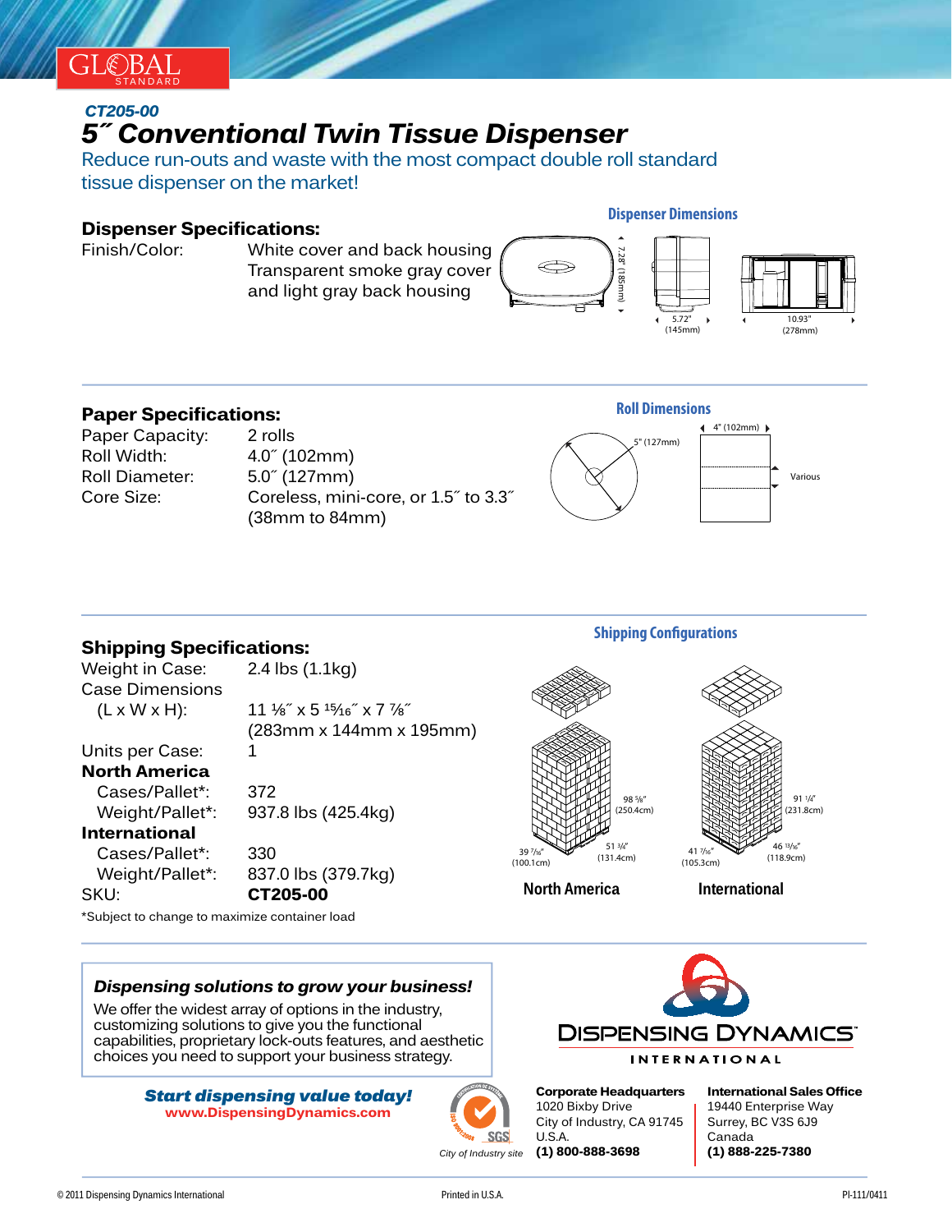GLOBAL STANDARD

*CT205-00*

# *5˝ Conventional Twin Tissue Dispenser*

Reduce run-outs and waste with the most compact double roll standard tissue dispenser on the market!

## Dispenser Specifications:

| | |
|---|---|
| Finish/Color: | White cover and back housing<br>Transparent smoke gray cover and light gray back housing |

**Dispenser Dimensions**

7.28" (185mm)

5.72" (145mm)

10.93" (278mm)

## Paper Specifications:

| | |
|---|---|
| Paper Capacity: | 2 rolls |
| Roll Width: | 4.0˝ (102mm) |
| Roll Diameter: | 5.0˝ (127mm) |
| Core Size: | Coreless, mini-core, or 1.5˝ to 3.3˝ (38mm to 84mm) |

**Roll Dimensions**

5" (127mm)

4" (102mm)

Various

## Shipping Specifications:

| | |
|---|---|
| Weight in Case: | 2.4 lbs (1.1kg) |
| Case Dimensions (L x W x H): | 11 ⅛˝ x 5 15⁄16˝ x 7 ⅞˝ (283mm x 144mm x 195mm) |
| Units per Case: | 1 |
| **North America** | |
| Cases/Pallet*: | 372 |
| Weight/Pallet*: | 937.8 lbs (425.4kg) |
| **International** | |
| Cases/Pallet*: | 330 |
| Weight/Pallet*: | 837.0 lbs (379.7kg) |
| SKU: | **CT205-00** |

*Subject to change to maximize container load

**Shipping Configurations**

98 ⅝" (250.4cm)

39 7⁄16" (100.1cm)

51 ¾" (131.4cm)

**North America**

91 ¼" (231.8cm)

41 7⁄16" (105.3cm)

46 13⁄16" (118.9cm)

**International**

### *Dispensing solutions to grow your business!*

We offer the widest array of options in the industry, customizing solutions to give you the functional capabilities, proprietary lock-outs features, and aesthetic choices you need to support your business strategy.

***Start dispensing value today!***
**www.DispensingDynamics.com**

*City of Industry site*

DISPENSING DYNAMICS™ INTERNATIONAL

**Corporate Headquarters**
1020 Bixby Drive
City of Industry, CA 91745
U.S.A.
**(1) 800-888-3698**

**International Sales Office**
19440 Enterprise Way
Surrey, BC V3S 6J9
Canada
**(1) 888-225-7380**

© 2011 Dispensing Dynamics International    Printed in U.S.A.    PI-111/0411